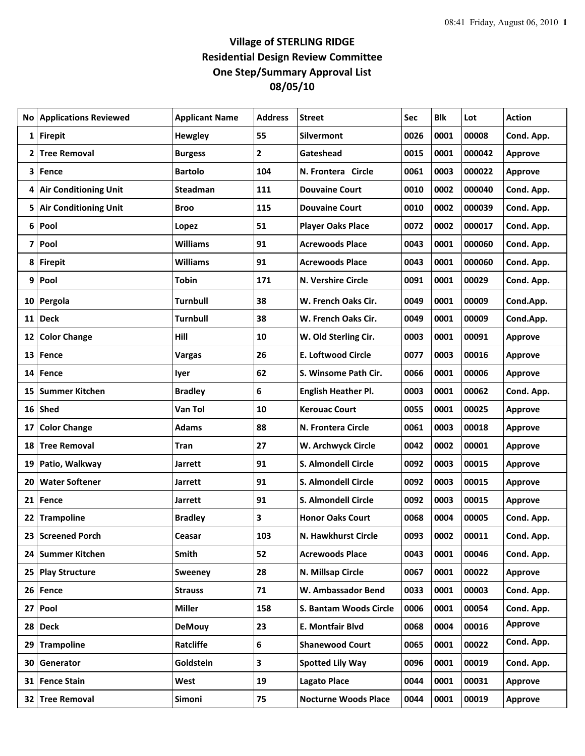# Village of STERLING RIDGE
## Residential Design Review Committee
## One Step/Summary Approval List
## 08/05/10

| No | Applications Reviewed | Applicant Name | Address | Street | Sec | Blk | Lot | Action |
|---|---|---|---|---|---|---|---|---|
| 1 | Firepit | Hewgley | 55 | Silvermont | 0026 | 0001 | 00008 | Cond. App. |
| 2 | Tree Removal | Burgess | 2 | Gateshead | 0015 | 0001 | 000042 | Approve |
| 3 | Fence | Bartolo | 104 | N. Frontera Circle | 0061 | 0003 | 000022 | Approve |
| 4 | Air Conditioning Unit | Steadman | 111 | Douvaine Court | 0010 | 0002 | 000040 | Cond. App. |
| 5 | Air Conditioning Unit | Broo | 115 | Douvaine Court | 0010 | 0002 | 000039 | Cond. App. |
| 6 | Pool | Lopez | 51 | Player Oaks Place | 0072 | 0002 | 000017 | Cond. App. |
| 7 | Pool | Williams | 91 | Acrewoods Place | 0043 | 0001 | 000060 | Cond. App. |
| 8 | Firepit | Williams | 91 | Acrewoods Place | 0043 | 0001 | 000060 | Cond. App. |
| 9 | Pool | Tobin | 171 | N. Vershire Circle | 0091 | 0001 | 00029 | Cond. App. |
| 10 | Pergola | Turnbull | 38 | W. French Oaks Cir. | 0049 | 0001 | 00009 | Cond.App. |
| 11 | Deck | Turnbull | 38 | W. French Oaks Cir. | 0049 | 0001 | 00009 | Cond.App. |
| 12 | Color Change | Hill | 10 | W. Old Sterling Cir. | 0003 | 0001 | 00091 | Approve |
| 13 | Fence | Vargas | 26 | E. Loftwood Circle | 0077 | 0003 | 00016 | Approve |
| 14 | Fence | Iyer | 62 | S. Winsome Path Cir. | 0066 | 0001 | 00006 | Approve |
| 15 | Summer Kitchen | Bradley | 6 | English Heather Pl. | 0003 | 0001 | 00062 | Cond. App. |
| 16 | Shed | Van Tol | 10 | Kerouac Court | 0055 | 0001 | 00025 | Approve |
| 17 | Color Change | Adams | 88 | N. Frontera Circle | 0061 | 0003 | 00018 | Approve |
| 18 | Tree Removal | Tran | 27 | W. Archwyck Circle | 0042 | 0002 | 00001 | Approve |
| 19 | Patio, Walkway | Jarrett | 91 | S. Almondell Circle | 0092 | 0003 | 00015 | Approve |
| 20 | Water Softener | Jarrett | 91 | S. Almondell Circle | 0092 | 0003 | 00015 | Approve |
| 21 | Fence | Jarrett | 91 | S. Almondell Circle | 0092 | 0003 | 00015 | Approve |
| 22 | Trampoline | Bradley | 3 | Honor Oaks Court | 0068 | 0004 | 00005 | Cond. App. |
| 23 | Screened Porch | Ceasar | 103 | N. Hawkhurst Circle | 0093 | 0002 | 00011 | Cond. App. |
| 24 | Summer Kitchen | Smith | 52 | Acrewoods Place | 0043 | 0001 | 00046 | Cond. App. |
| 25 | Play Structure | Sweeney | 28 | N. Millsap Circle | 0067 | 0001 | 00022 | Approve |
| 26 | Fence | Strauss | 71 | W. Ambassador Bend | 0033 | 0001 | 00003 | Cond. App. |
| 27 | Pool | Miller | 158 | S. Bantam Woods Circle | 0006 | 0001 | 00054 | Cond. App. |
| 28 | Deck | DeMouy | 23 | E. Montfair Blvd | 0068 | 0004 | 00016 | Approve |
| 29 | Trampoline | Ratcliffe | 6 | Shanewood Court | 0065 | 0001 | 00022 | Cond. App. |
| 30 | Generator | Goldstein | 3 | Spotted Lily Way | 0096 | 0001 | 00019 | Cond. App. |
| 31 | Fence Stain | West | 19 | Lagato Place | 0044 | 0001 | 00031 | Approve |
| 32 | Tree Removal | Simoni | 75 | Nocturne Woods Place | 0044 | 0001 | 00019 | Approve |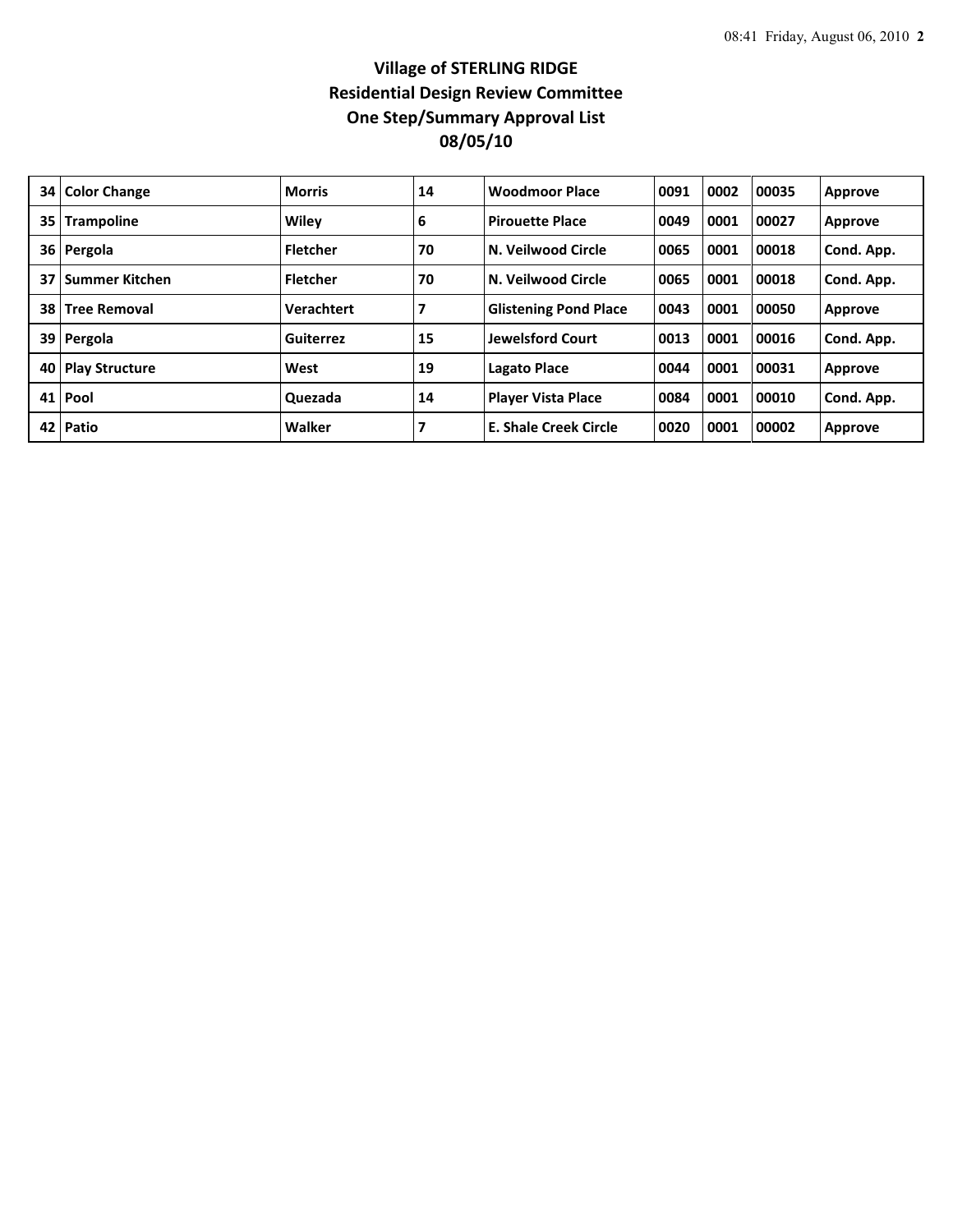**Village of STERLING RIDGE**
**Residential Design Review Committee**
**One Step/Summary Approval List**
**08/05/10**

| | | | | | | | | |
|---|---|---|---|---|---|---|---|---|
| 34 | Color Change | Morris | 14 | Woodmoor Place | 0091 | 0002 | 00035 | Approve |
| 35 | Trampoline | Wiley | 6 | Pirouette Place | 0049 | 0001 | 00027 | Approve |
| 36 | Pergola | Fletcher | 70 | N. Veilwood Circle | 0065 | 0001 | 00018 | Cond. App. |
| 37 | Summer Kitchen | Fletcher | 70 | N. Veilwood Circle | 0065 | 0001 | 00018 | Cond. App. |
| 38 | Tree Removal | Verachtert | 7 | Glistening Pond Place | 0043 | 0001 | 00050 | Approve |
| 39 | Pergola | Guiterrez | 15 | Jewelsford Court | 0013 | 0001 | 00016 | Cond. App. |
| 40 | Play Structure | West | 19 | Lagato Place | 0044 | 0001 | 00031 | Approve |
| 41 | Pool | Quezada | 14 | Player Vista Place | 0084 | 0001 | 00010 | Cond. App. |
| 42 | Patio | Walker | 7 | E. Shale Creek Circle | 0020 | 0001 | 00002 | Approve |